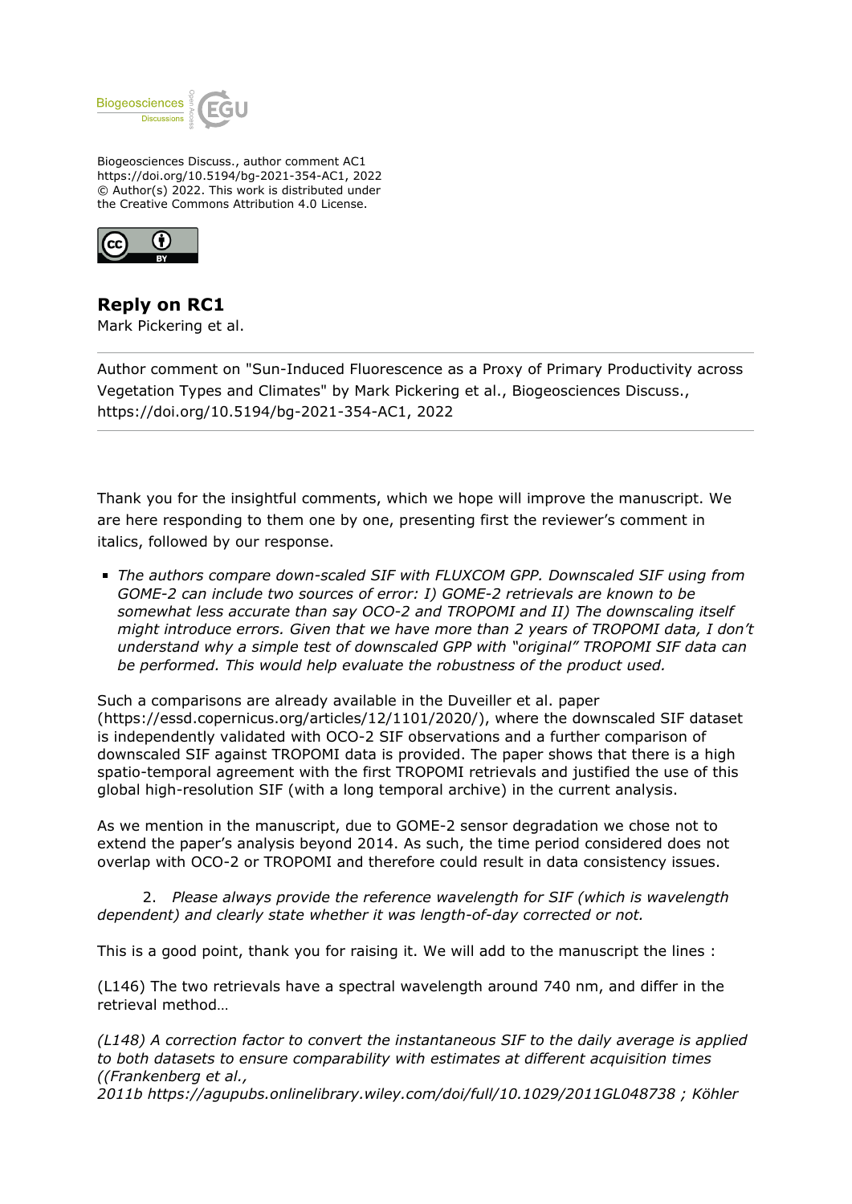Biogeosciences Discuss., author comment AC1
https://doi.org/10.5194/bg-2021-354-AC1, 2022
© Author(s) 2022. This work is distributed under
the Creative Commons Attribution 4.0 License.

## Reply on RC1

Mark Pickering et al.

---

Author comment on "Sun-Induced Fluorescence as a Proxy of Primary Productivity across Vegetation Types and Climates" by Mark Pickering et al., Biogeosciences Discuss., https://doi.org/10.5194/bg-2021-354-AC1, 2022

---

Thank you for the insightful comments, which we hope will improve the manuscript. We are here responding to them one by one, presenting first the reviewer's comment in italics, followed by our response.

- *The authors compare down-scaled SIF with FLUXCOM GPP. Downscaled SIF using from GOME-2 can include two sources of error: I) GOME-2 retrievals are known to be somewhat less accurate than say OCO-2 and TROPOMI and II) The downscaling itself might introduce errors. Given that we have more than 2 years of TROPOMI data, I don't understand why a simple test of downscaled GPP with "original" TROPOMI SIF data can be performed. This would help evaluate the robustness of the product used.*

Such a comparisons are already available in the Duveiller et al. paper (https://essd.copernicus.org/articles/12/1101/2020/), where the downscaled SIF dataset is independently validated with OCO-2 SIF observations and a further comparison of downscaled SIF against TROPOMI data is provided. The paper shows that there is a high spatio-temporal agreement with the first TROPOMI retrievals and justified the use of this global high-resolution SIF (with a long temporal archive) in the current analysis.

As we mention in the manuscript, due to GOME-2 sensor degradation we chose not to extend the paper's analysis beyond 2014. As such, the time period considered does not overlap with OCO-2 or TROPOMI and therefore could result in data consistency issues.

2. *Please always provide the reference wavelength for SIF (which is wavelength dependent) and clearly state whether it was length-of-day corrected or not.*

This is a good point, thank you for raising it. We will add to the manuscript the lines :

(L146) The two retrievals have a spectral wavelength around 740 nm, and differ in the retrieval method…

*(L148) A correction factor to convert the instantaneous SIF to the daily average is applied to both datasets to ensure comparability with estimates at different acquisition times ((Frankenberg et al., 2011b https://agupubs.onlinelibrary.wiley.com/doi/full/10.1029/2011GL048738 ; Köhler*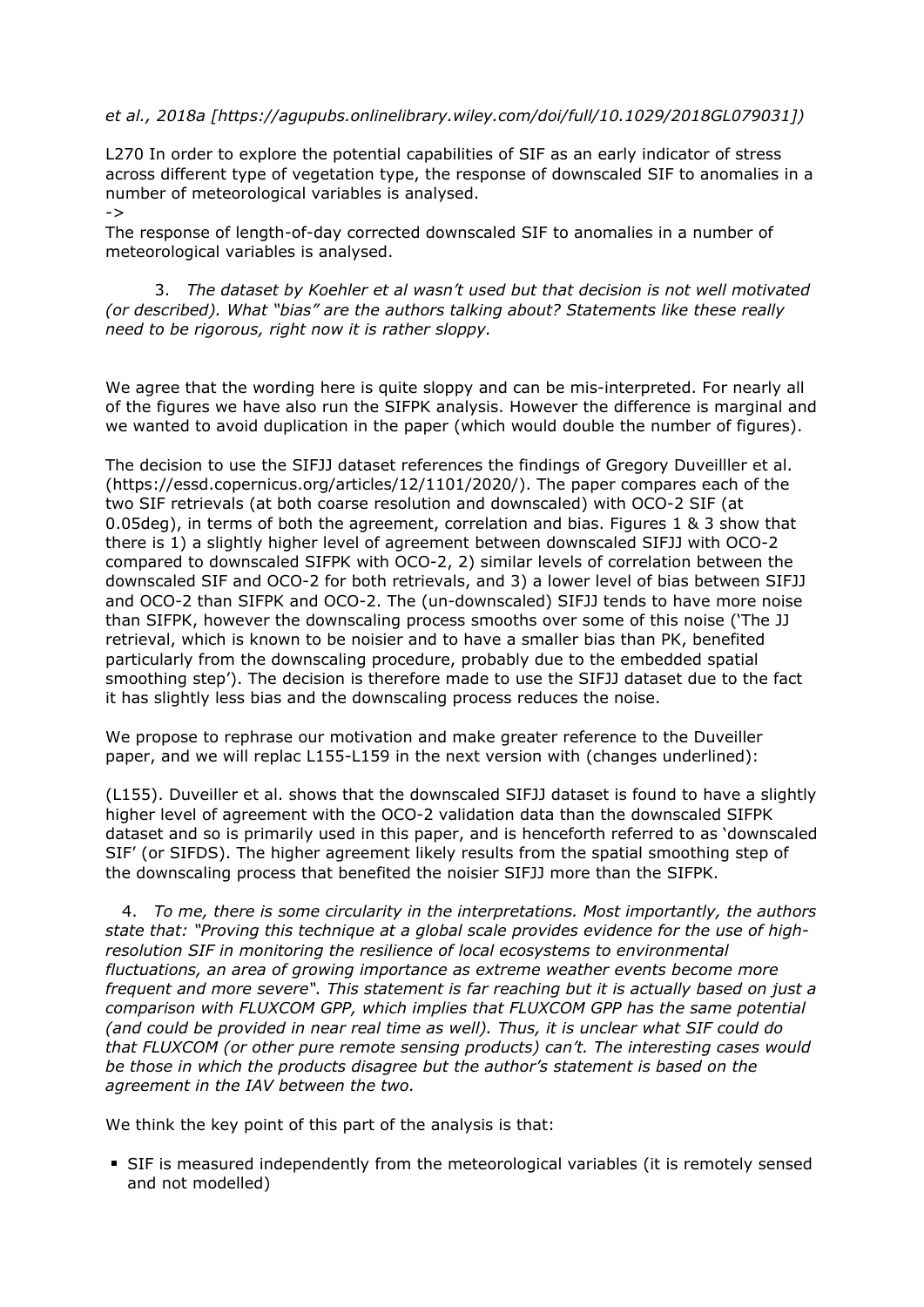*et al., 2018a [https://agupubs.onlinelibrary.wiley.com/doi/full/10.1029/2018GL079031])*

L270 In order to explore the potential capabilities of SIF as an early indicator of stress across different type of vegetation type, the response of downscaled SIF to anomalies in a number of meteorological variables is analysed.

->

The response of length-of-day corrected downscaled SIF to anomalies in a number of meteorological variables is analysed.

3. *The dataset by Koehler et al wasn't used but that decision is not well motivated (or described). What "bias" are the authors talking about? Statements like these really need to be rigorous, right now it is rather sloppy.*

We agree that the wording here is quite sloppy and can be mis-interpreted. For nearly all of the figures we have also run the SIFPK analysis. However the difference is marginal and we wanted to avoid duplication in the paper (which would double the number of figures).

The decision to use the SIFJJ dataset references the findings of Gregory Duveilller et al. (https://essd.copernicus.org/articles/12/1101/2020/). The paper compares each of the two SIF retrievals (at both coarse resolution and downscaled) with OCO-2 SIF (at 0.05deg), in terms of both the agreement, correlation and bias. Figures 1 & 3 show that there is 1) a slightly higher level of agreement between downscaled SIFJJ with OCO-2 compared to downscaled SIFPK with OCO-2, 2) similar levels of correlation between the downscaled SIF and OCO-2 for both retrievals, and 3) a lower level of bias between SIFJJ and OCO-2 than SIFPK and OCO-2. The (un-downscaled) SIFJJ tends to have more noise than SIFPK, however the downscaling process smooths over some of this noise ('The JJ retrieval, which is known to be noisier and to have a smaller bias than PK, benefited particularly from the downscaling procedure, probably due to the embedded spatial smoothing step'). The decision is therefore made to use the SIFJJ dataset due to the fact it has slightly less bias and the downscaling process reduces the noise.

We propose to rephrase our motivation and make greater reference to the Duveiller paper, and we will replac L155-L159 in the next version with (changes underlined):

(L155). Duveiller et al. shows that the downscaled SIFJJ dataset is found to have a slightly higher level of agreement with the OCO-2 validation data than the downscaled SIFPK dataset and so is primarily used in this paper, and is henceforth referred to as 'downscaled SIF' (or SIFDS). The higher agreement likely results from the spatial smoothing step of the downscaling process that benefited the noisier SIFJJ more than the SIFPK.

4. *To me, there is some circularity in the interpretations. Most importantly, the authors state that: "Proving this technique at a global scale provides evidence for the use of high-resolution SIF in monitoring the resilience of local ecosystems to environmental fluctuations, an area of growing importance as extreme weather events become more frequent and more severe". This statement is far reaching but it is actually based on just a comparison with FLUXCOM GPP, which implies that FLUXCOM GPP has the same potential (and could be provided in near real time as well). Thus, it is unclear what SIF could do that FLUXCOM (or other pure remote sensing products) can't. The interesting cases would be those in which the products disagree but the author's statement is based on the agreement in the IAV between the two.*

We think the key point of this part of the analysis is that:

- SIF is measured independently from the meteorological variables (it is remotely sensed and not modelled)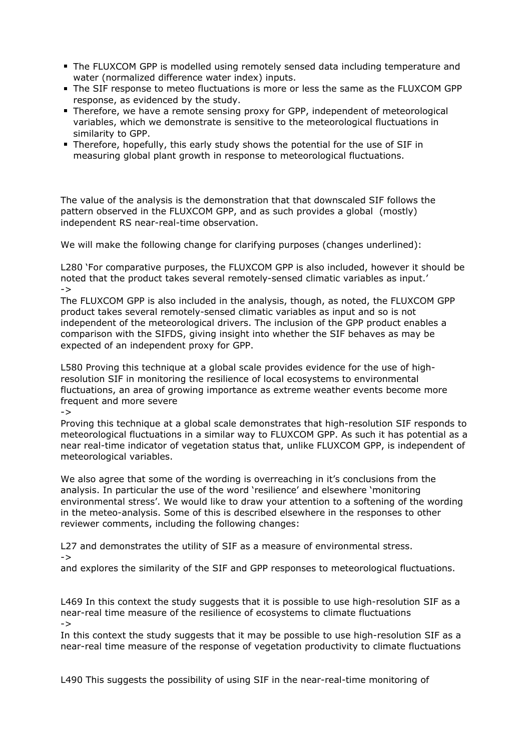- The FLUXCOM GPP is modelled using remotely sensed data including temperature and water (normalized difference water index) inputs.
- The SIF response to meteo fluctuations is more or less the same as the FLUXCOM GPP response, as evidenced by the study.
- Therefore, we have a remote sensing proxy for GPP, independent of meteorological variables, which we demonstrate is sensitive to the meteorological fluctuations in similarity to GPP.
- Therefore, hopefully, this early study shows the potential for the use of SIF in measuring global plant growth in response to meteorological fluctuations.

The value of the analysis is the demonstration that that downscaled SIF follows the pattern observed in the FLUXCOM GPP, and as such provides a global (mostly) independent RS near-real-time observation.

We will make the following change for clarifying purposes (changes underlined):

L280 'For comparative purposes, the FLUXCOM GPP is also included, however it should be noted that the product takes several remotely-sensed climatic variables as input.'
->
The FLUXCOM GPP is also included in the analysis, though, as noted, the FLUXCOM GPP product takes several remotely-sensed climatic variables as input and so is not independent of the meteorological drivers. The inclusion of the GPP product enables a comparison with the SIFDS, giving insight into whether the SIF behaves as may be expected of an independent proxy for GPP.

L580 Proving this technique at a global scale provides evidence for the use of high-resolution SIF in monitoring the resilience of local ecosystems to environmental fluctuations, an area of growing importance as extreme weather events become more frequent and more severe
->
Proving this technique at a global scale demonstrates that high-resolution SIF responds to meteorological fluctuations in a similar way to FLUXCOM GPP. As such it has potential as a near real-time indicator of vegetation status that, unlike FLUXCOM GPP, is independent of meteorological variables.

We also agree that some of the wording is overreaching in it's conclusions from the analysis. In particular the use of the word 'resilience' and elsewhere 'monitoring environmental stress'. We would like to draw your attention to a softening of the wording in the meteo-analysis. Some of this is described elsewhere in the responses to other reviewer comments, including the following changes:

L27 and demonstrates the utility of SIF as a measure of environmental stress.
->
and explores the similarity of the SIF and GPP responses to meteorological fluctuations.

L469 In this context the study suggests that it is possible to use high-resolution SIF as a near-real time measure of the resilience of ecosystems to climate fluctuations
->
In this context the study suggests that it may be possible to use high-resolution SIF as a near-real time measure of the response of vegetation productivity to climate fluctuations

L490 This suggests the possibility of using SIF in the near-real-time monitoring of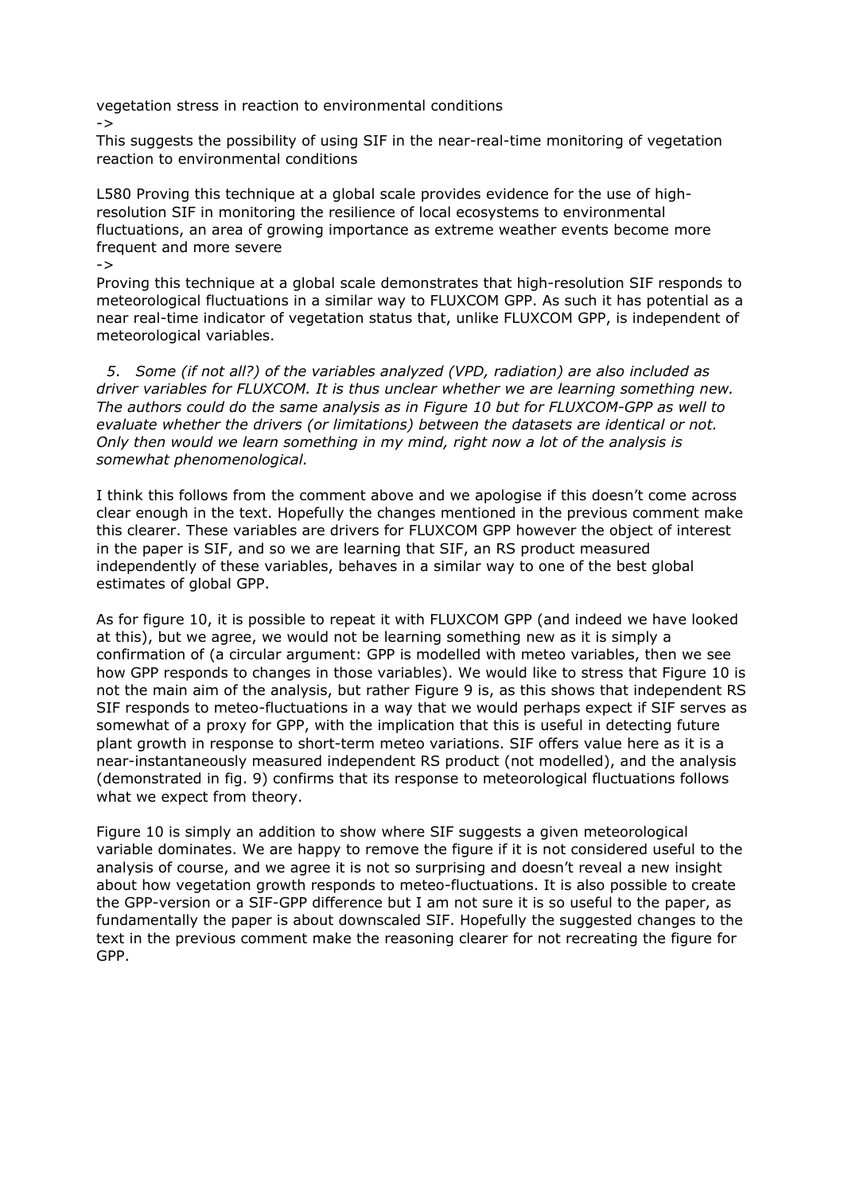vegetation stress in reaction to environmental conditions

->

This suggests the possibility of using SIF in the near-real-time monitoring of vegetation reaction to environmental conditions

L580 Proving this technique at a global scale provides evidence for the use of high-resolution SIF in monitoring the resilience of local ecosystems to environmental fluctuations, an area of growing importance as extreme weather events become more frequent and more severe

->

Proving this technique at a global scale demonstrates that high-resolution SIF responds to meteorological fluctuations in a similar way to FLUXCOM GPP. As such it has potential as a near real-time indicator of vegetation status that, unlike FLUXCOM GPP, is independent of meteorological variables.

5. *Some (if not all?) of the variables analyzed (VPD, radiation) are also included as driver variables for FLUXCOM. It is thus unclear whether we are learning something new. The authors could do the same analysis as in Figure 10 but for FLUXCOM-GPP as well to evaluate whether the drivers (or limitations) between the datasets are identical or not. Only then would we learn something in my mind, right now a lot of the analysis is somewhat phenomenological.*

I think this follows from the comment above and we apologise if this doesn't come across clear enough in the text. Hopefully the changes mentioned in the previous comment make this clearer. These variables are drivers for FLUXCOM GPP however the object of interest in the paper is SIF, and so we are learning that SIF, an RS product measured independently of these variables, behaves in a similar way to one of the best global estimates of global GPP.

As for figure 10, it is possible to repeat it with FLUXCOM GPP (and indeed we have looked at this), but we agree, we would not be learning something new as it is simply a confirmation of (a circular argument: GPP is modelled with meteo variables, then we see how GPP responds to changes in those variables). We would like to stress that Figure 10 is not the main aim of the analysis, but rather Figure 9 is, as this shows that independent RS SIF responds to meteo-fluctuations in a way that we would perhaps expect if SIF serves as somewhat of a proxy for GPP, with the implication that this is useful in detecting future plant growth in response to short-term meteo variations. SIF offers value here as it is a near-instantaneously measured independent RS product (not modelled), and the analysis (demonstrated in fig. 9) confirms that its response to meteorological fluctuations follows what we expect from theory.

Figure 10 is simply an addition to show where SIF suggests a given meteorological variable dominates. We are happy to remove the figure if it is not considered useful to the analysis of course, and we agree it is not so surprising and doesn't reveal a new insight about how vegetation growth responds to meteo-fluctuations. It is also possible to create the GPP-version or a SIF-GPP difference but I am not sure it is so useful to the paper, as fundamentally the paper is about downscaled SIF. Hopefully the suggested changes to the text in the previous comment make the reasoning clearer for not recreating the figure for GPP.